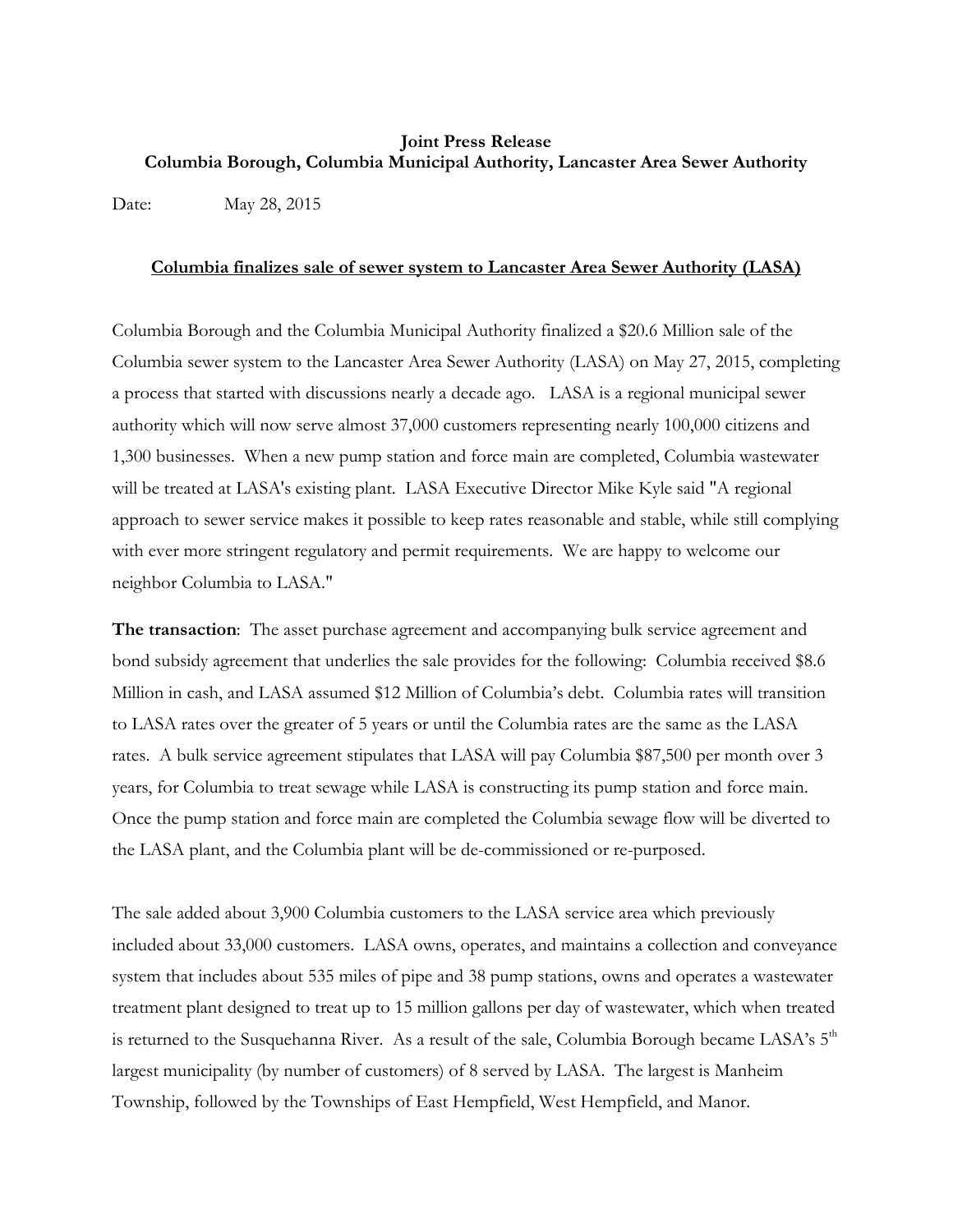**Joint Press Release**
**Columbia Borough, Columbia Municipal Authority, Lancaster Area Sewer Authority**

Date: May 28, 2015

**<u>Columbia finalizes sale of sewer system to Lancaster Area Sewer Authority (LASA)</u>**

Columbia Borough and the Columbia Municipal Authority finalized a $20.6 Million sale of the Columbia sewer system to the Lancaster Area Sewer Authority (LASA) on May 27, 2015, completing a process that started with discussions nearly a decade ago. LASA is a regional municipal sewer authority which will now serve almost 37,000 customers representing nearly 100,000 citizens and 1,300 businesses. When a new pump station and force main are completed, Columbia wastewater will be treated at LASA's existing plant. LASA Executive Director Mike Kyle said "A regional approach to sewer service makes it possible to keep rates reasonable and stable, while still complying with ever more stringent regulatory and permit requirements. We are happy to welcome our neighbor Columbia to LASA."

**The transaction**: The asset purchase agreement and accompanying bulk service agreement and bond subsidy agreement that underlies the sale provides for the following: Columbia received $8.6 Million in cash, and LASA assumed $12 Million of Columbia's debt. Columbia rates will transition to LASA rates over the greater of 5 years or until the Columbia rates are the same as the LASA rates. A bulk service agreement stipulates that LASA will pay Columbia $87,500 per month over 3 years, for Columbia to treat sewage while LASA is constructing its pump station and force main. Once the pump station and force main are completed the Columbia sewage flow will be diverted to the LASA plant, and the Columbia plant will be de-commissioned or re-purposed.

The sale added about 3,900 Columbia customers to the LASA service area which previously included about 33,000 customers. LASA owns, operates, and maintains a collection and conveyance system that includes about 535 miles of pipe and 38 pump stations, owns and operates a wastewater treatment plant designed to treat up to 15 million gallons per day of wastewater, which when treated is returned to the Susquehanna River. As a result of the sale, Columbia Borough became LASA's 5th largest municipality (by number of customers) of 8 served by LASA. The largest is Manheim Township, followed by the Townships of East Hempfield, West Hempfield, and Manor.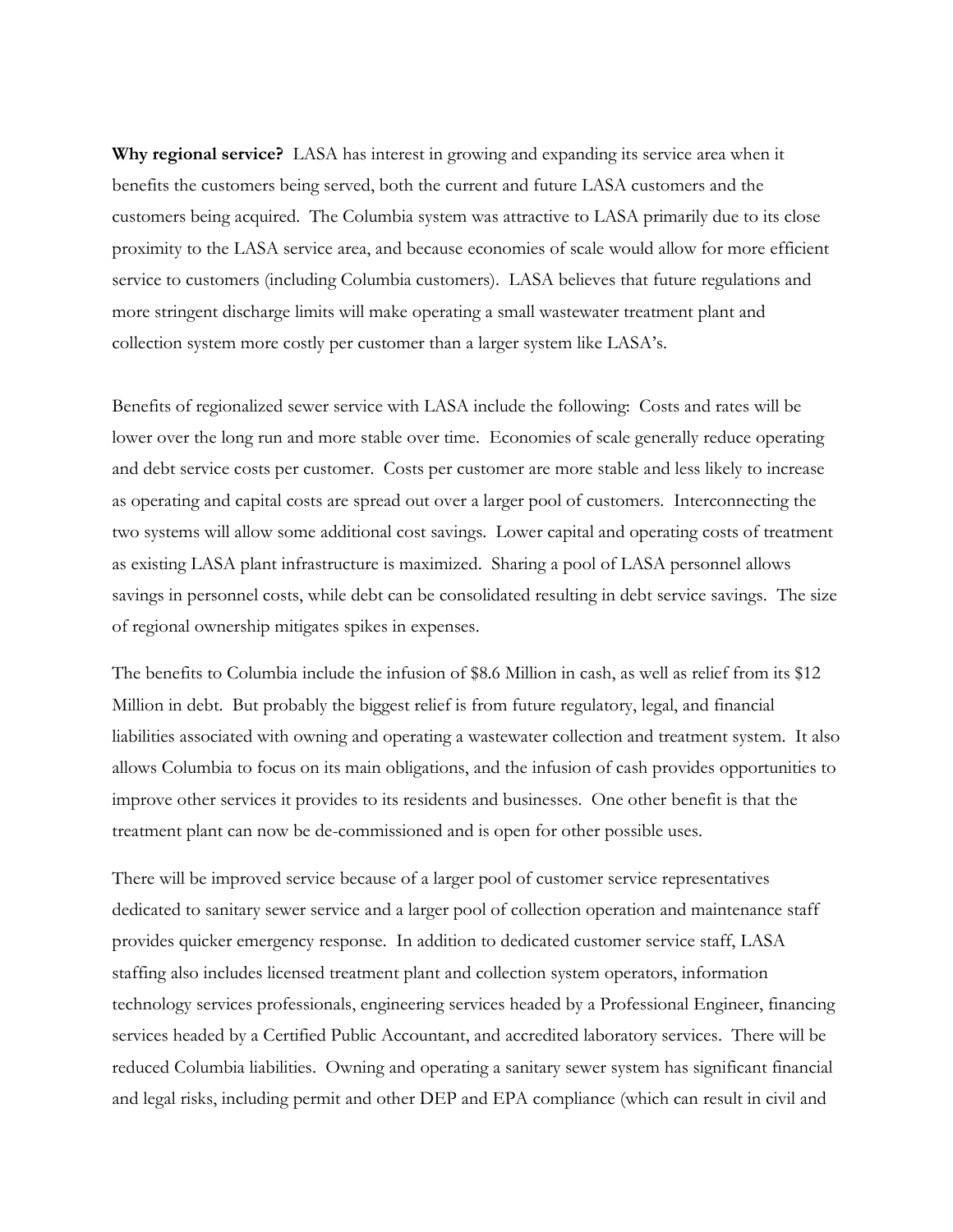**Why regional service?** LASA has interest in growing and expanding its service area when it benefits the customers being served, both the current and future LASA customers and the customers being acquired. The Columbia system was attractive to LASA primarily due to its close proximity to the LASA service area, and because economies of scale would allow for more efficient service to customers (including Columbia customers). LASA believes that future regulations and more stringent discharge limits will make operating a small wastewater treatment plant and collection system more costly per customer than a larger system like LASA's.

Benefits of regionalized sewer service with LASA include the following: Costs and rates will be lower over the long run and more stable over time. Economies of scale generally reduce operating and debt service costs per customer. Costs per customer are more stable and less likely to increase as operating and capital costs are spread out over a larger pool of customers. Interconnecting the two systems will allow some additional cost savings. Lower capital and operating costs of treatment as existing LASA plant infrastructure is maximized. Sharing a pool of LASA personnel allows savings in personnel costs, while debt can be consolidated resulting in debt service savings. The size of regional ownership mitigates spikes in expenses.

The benefits to Columbia include the infusion of $8.6 Million in cash, as well as relief from its $12 Million in debt. But probably the biggest relief is from future regulatory, legal, and financial liabilities associated with owning and operating a wastewater collection and treatment system. It also allows Columbia to focus on its main obligations, and the infusion of cash provides opportunities to improve other services it provides to its residents and businesses. One other benefit is that the treatment plant can now be de-commissioned and is open for other possible uses.

There will be improved service because of a larger pool of customer service representatives dedicated to sanitary sewer service and a larger pool of collection operation and maintenance staff provides quicker emergency response. In addition to dedicated customer service staff, LASA staffing also includes licensed treatment plant and collection system operators, information technology services professionals, engineering services headed by a Professional Engineer, financing services headed by a Certified Public Accountant, and accredited laboratory services. There will be reduced Columbia liabilities. Owning and operating a sanitary sewer system has significant financial and legal risks, including permit and other DEP and EPA compliance (which can result in civil and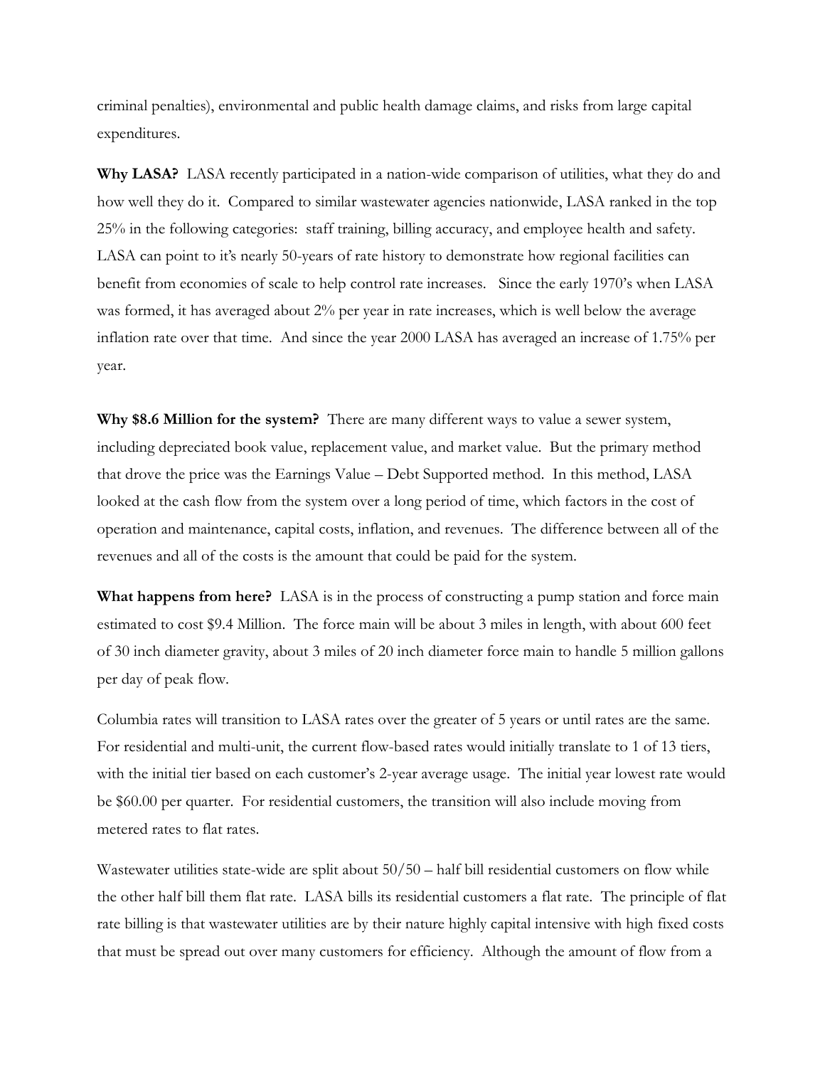criminal penalties), environmental and public health damage claims, and risks from large capital expenditures.

**Why LASA?** LASA recently participated in a nation-wide comparison of utilities, what they do and how well they do it. Compared to similar wastewater agencies nationwide, LASA ranked in the top 25% in the following categories: staff training, billing accuracy, and employee health and safety. LASA can point to it's nearly 50-years of rate history to demonstrate how regional facilities can benefit from economies of scale to help control rate increases. Since the early 1970's when LASA was formed, it has averaged about 2% per year in rate increases, which is well below the average inflation rate over that time. And since the year 2000 LASA has averaged an increase of 1.75% per year.

**Why $8.6 Million for the system?** There are many different ways to value a sewer system, including depreciated book value, replacement value, and market value. But the primary method that drove the price was the Earnings Value – Debt Supported method. In this method, LASA looked at the cash flow from the system over a long period of time, which factors in the cost of operation and maintenance, capital costs, inflation, and revenues. The difference between all of the revenues and all of the costs is the amount that could be paid for the system.

**What happens from here?** LASA is in the process of constructing a pump station and force main estimated to cost $9.4 Million. The force main will be about 3 miles in length, with about 600 feet of 30 inch diameter gravity, about 3 miles of 20 inch diameter force main to handle 5 million gallons per day of peak flow.

Columbia rates will transition to LASA rates over the greater of 5 years or until rates are the same. For residential and multi-unit, the current flow-based rates would initially translate to 1 of 13 tiers, with the initial tier based on each customer's 2-year average usage. The initial year lowest rate would be $60.00 per quarter. For residential customers, the transition will also include moving from metered rates to flat rates.

Wastewater utilities state-wide are split about 50/50 – half bill residential customers on flow while the other half bill them flat rate. LASA bills its residential customers a flat rate. The principle of flat rate billing is that wastewater utilities are by their nature highly capital intensive with high fixed costs that must be spread out over many customers for efficiency. Although the amount of flow from a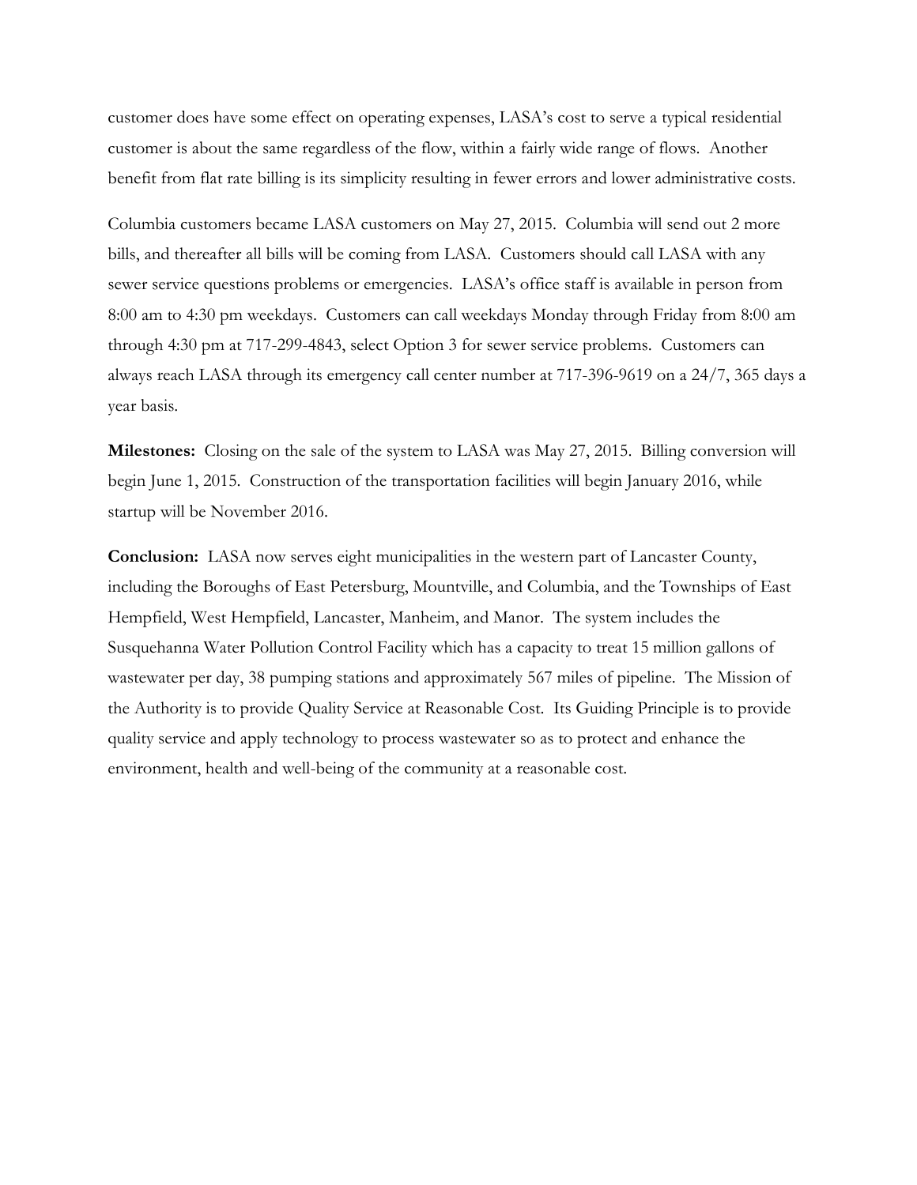customer does have some effect on operating expenses, LASA's cost to serve a typical residential customer is about the same regardless of the flow, within a fairly wide range of flows. Another benefit from flat rate billing is its simplicity resulting in fewer errors and lower administrative costs.

Columbia customers became LASA customers on May 27, 2015. Columbia will send out 2 more bills, and thereafter all bills will be coming from LASA. Customers should call LASA with any sewer service questions problems or emergencies. LASA's office staff is available in person from 8:00 am to 4:30 pm weekdays. Customers can call weekdays Monday through Friday from 8:00 am through 4:30 pm at 717-299-4843, select Option 3 for sewer service problems. Customers can always reach LASA through its emergency call center number at 717-396-9619 on a 24/7, 365 days a year basis.

**Milestones:** Closing on the sale of the system to LASA was May 27, 2015. Billing conversion will begin June 1, 2015. Construction of the transportation facilities will begin January 2016, while startup will be November 2016.

**Conclusion:** LASA now serves eight municipalities in the western part of Lancaster County, including the Boroughs of East Petersburg, Mountville, and Columbia, and the Townships of East Hempfield, West Hempfield, Lancaster, Manheim, and Manor. The system includes the Susquehanna Water Pollution Control Facility which has a capacity to treat 15 million gallons of wastewater per day, 38 pumping stations and approximately 567 miles of pipeline. The Mission of the Authority is to provide Quality Service at Reasonable Cost. Its Guiding Principle is to provide quality service and apply technology to process wastewater so as to protect and enhance the environment, health and well-being of the community at a reasonable cost.